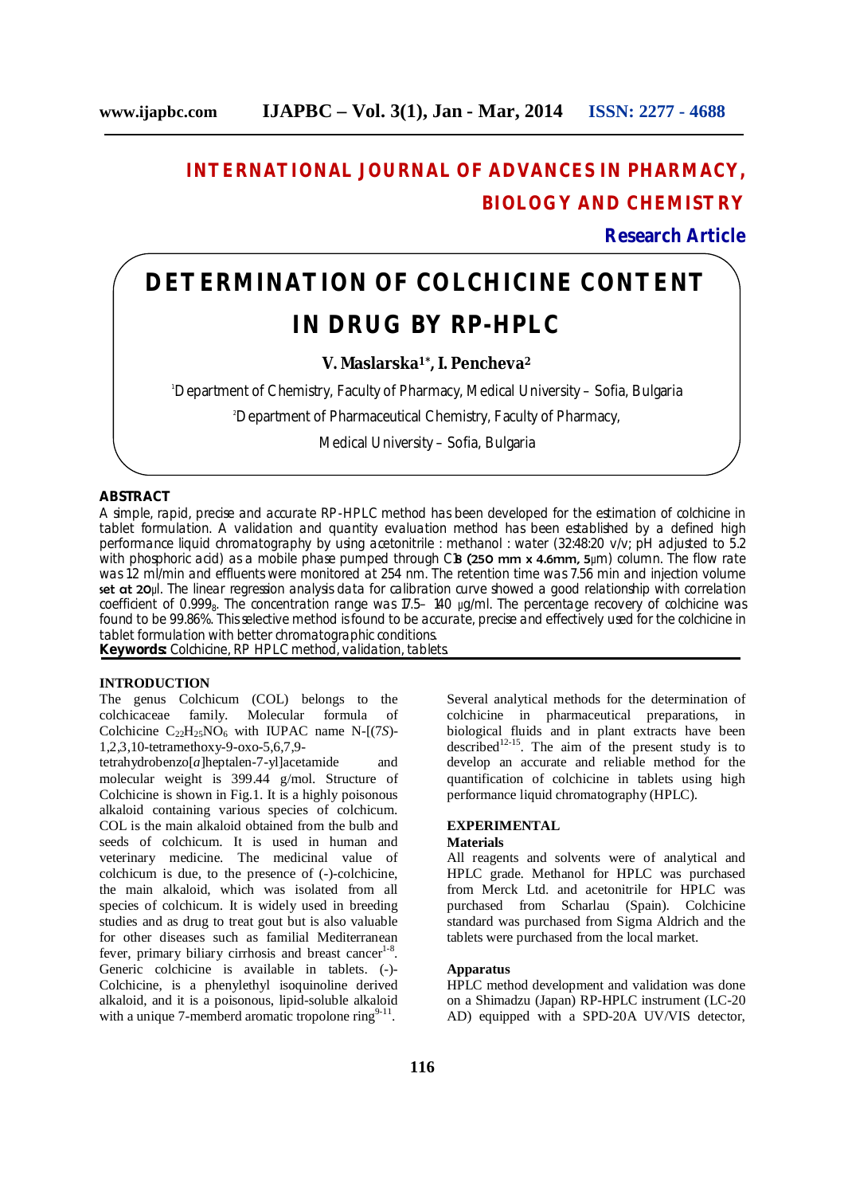# INTERNATIONAL JOURNAL OF ADVANCES IN PHARMACY, BIOLOGY AND CHEMISTRY

**Research Article**

# DETERMINATION OF COLCHICINE CONTENT IN DRUG BY RP-HPLC

**V. Maslarska[1]*, I. Pencheva[2]**

[1]Department of Chemistry, Faculty of Pharmacy, Medical University – Sofia, Bulgaria

[2]Department of Pharmaceutical Chemistry, Faculty of Pharmacy, Medical University – Sofia, Bulgaria

## ABSTRACT

A simple, rapid, precise and accurate RP-HPLC method has been developed for the estimation of colchicine in tablet formulation. A validation and quantity evaluation method has been established by a defined high performance liquid chromatography by using acetonitrile : methanol : water (32:48:20 v/v; pH adjusted to 5.2 with phosphoric acid) as a mobile phase pumped through C18 (250 mm x 4.6mm, 5μm) column. The flow rate was 1.2 ml/min and effluents were monitored at 254 nm. The retention time was 7.56 min and injection volume set at 20μl. The linear regression analysis data for calibration curve showed a good relationship with correlation coefficient of $0.999_8$. The concentration range was 17.5– 140 μg/ml. The percentage recovery of colchicine was found to be 99.86%. This selective method is found to be accurate, precise and effectively used for the colchicine in tablet formulation with better chromatographic conditions.

**Keywords:** Colchicine, RP HPLC method, validation, tablets.

## INTRODUCTION

The genus Colchicum (COL) belongs to the colchicaceae family. Molecular formula of Colchicine $C_{22}H_{25}NO_6$ with IUPAC name N-[(7*S*)-1,2,3,10-tetramethoxy-9-oxo-5,6,7,9-tetrahydrobenzo[*a*]heptalen-7-yl]acetamide and molecular weight is 399.44 g/mol. Structure of Colchicine is shown in Fig.1. It is a highly poisonous alkaloid containing various species of colchicum. COL is the main alkaloid obtained from the bulb and seeds of colchicum. It is used in human and veterinary medicine. The medicinal value of colchicum is due, to the presence of (-)-colchicine, the main alkaloid, which was isolated from all species of colchicum. It is widely used in breeding studies and as drug to treat gout but is also valuable for other diseases such as familial Mediterranean fever, primary biliary cirrhosis and breast cancer[1-8]. Generic colchicine is available in tablets. (-)-Colchicine, is a phenylethyl isoquinoline derived alkaloid, and it is a poisonous, lipid-soluble alkaloid with a unique 7-memberd aromatic tropolone ring[9-11].

Several analytical methods for the determination of colchicine in pharmaceutical preparations, in biological fluids and in plant extracts have been described[12-15]. The aim of the present study is to develop an accurate and reliable method for the quantification of colchicine in tablets using high performance liquid chromatography (HPLC).

## EXPERIMENTAL

### Materials

All reagents and solvents were of analytical and HPLC grade. Methanol for HPLC was purchased from Merck Ltd. and acetonitrile for HPLC was purchased from Scharlau (Spain). Colchicine standard was purchased from Sigma Aldrich and the tablets were purchased from the local market.

### Apparatus

HPLC method development and validation was done on a Shimadzu (Japan) RP-HPLC instrument (LC-20 AD) equipped with a SPD-20A UV/VIS detector,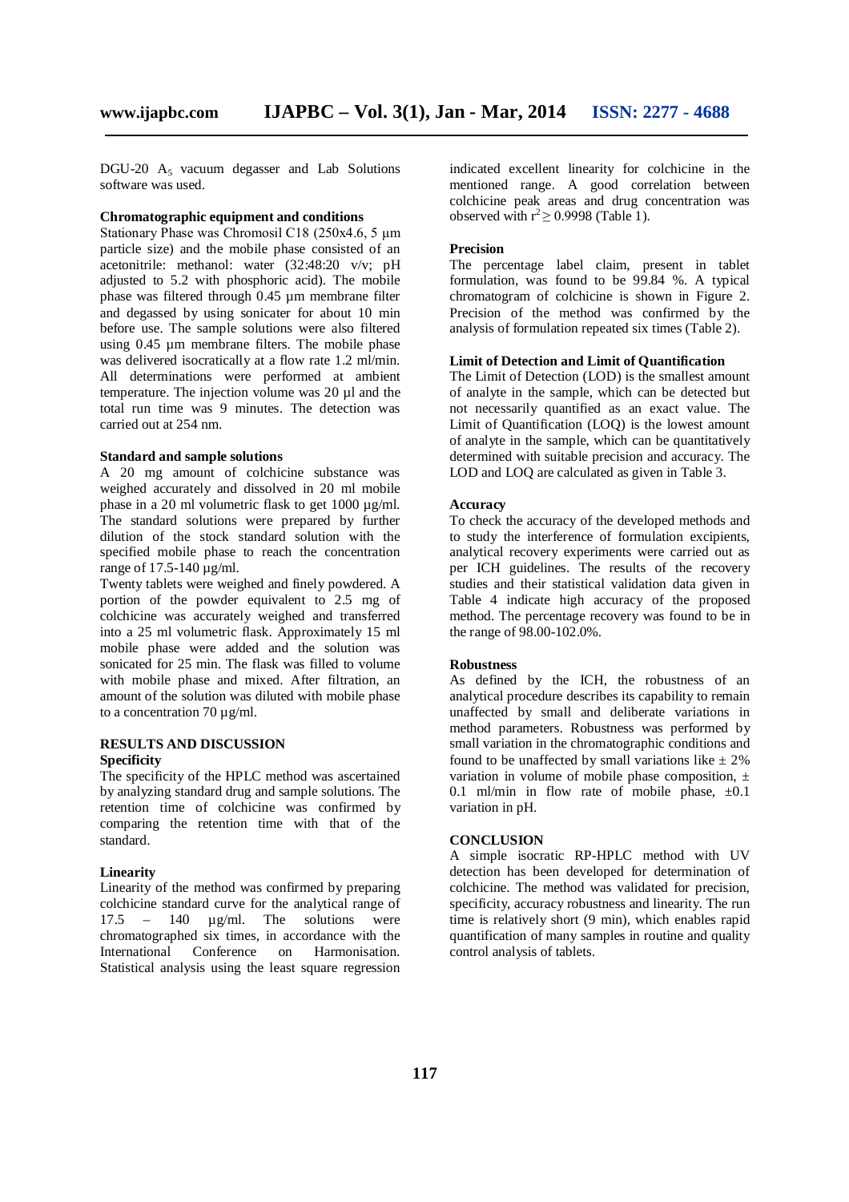DGU-20 $A_5$ vacuum degasser and Lab Solutions software was used.

### Chromatographic equipment and conditions

Stationary Phase was Chromosil C18 (250x4.6, 5 µm particle size) and the mobile phase consisted of an acetonitrile: methanol: water (32:48:20 v/v; pH adjusted to 5.2 with phosphoric acid). The mobile phase was filtered through 0.45 µm membrane filter and degassed by using sonicater for about 10 min before use. The sample solutions were also filtered using 0.45 µm membrane filters. The mobile phase was delivered isocratically at a flow rate 1.2 ml/min. All determinations were performed at ambient temperature. The injection volume was 20 µl and the total run time was 9 minutes. The detection was carried out at 254 nm.

### Standard and sample solutions

A 20 mg amount of colchicine substance was weighed accurately and dissolved in 20 ml mobile phase in a 20 ml volumetric flask to get 1000 µg/ml. The standard solutions were prepared by further dilution of the stock standard solution with the specified mobile phase to reach the concentration range of 17.5-140 µg/ml.

Twenty tablets were weighed and finely powdered. A portion of the powder equivalent to 2.5 mg of colchicine was accurately weighed and transferred into a 25 ml volumetric flask. Approximately 15 ml mobile phase were added and the solution was sonicated for 25 min. The flask was filled to volume with mobile phase and mixed. After filtration, an amount of the solution was diluted with mobile phase to a concentration 70 µg/ml.

## RESULTS AND DISCUSSION

### Specificity

The specificity of the HPLC method was ascertained by analyzing standard drug and sample solutions. The retention time of colchicine was confirmed by comparing the retention time with that of the standard.

### Linearity

Linearity of the method was confirmed by preparing colchicine standard curve for the analytical range of 17.5 – 140 µg/ml. The solutions were chromatographed six times, in accordance with the International Conference on Harmonisation. Statistical analysis using the least square regression indicated excellent linearity for colchicine in the mentioned range. A good correlation between colchicine peak areas and drug concentration was observed with $r^2 \geq 0.9998$ (Table 1).

### Precision

The percentage label claim, present in tablet formulation, was found to be 99.84 %. A typical chromatogram of colchicine is shown in Figure 2. Precision of the method was confirmed by the analysis of formulation repeated six times (Table 2).

### Limit of Detection and Limit of Quantification

The Limit of Detection (LOD) is the smallest amount of analyte in the sample, which can be detected but not necessarily quantified as an exact value. The Limit of Quantification (LOQ) is the lowest amount of analyte in the sample, which can be quantitatively determined with suitable precision and accuracy. The LOD and LOQ are calculated as given in Table 3.

### Accuracy

To check the accuracy of the developed methods and to study the interference of formulation excipients, analytical recovery experiments were carried out as per ICH guidelines. The results of the recovery studies and their statistical validation data given in Table 4 indicate high accuracy of the proposed method. The percentage recovery was found to be in the range of 98.00-102.0%.

### Robustness

As defined by the ICH, the robustness of an analytical procedure describes its capability to remain unaffected by small and deliberate variations in method parameters. Robustness was performed by small variation in the chromatographic conditions and found to be unaffected by small variations like ± 2% variation in volume of mobile phase composition, ± 0.1 ml/min in flow rate of mobile phase, ±0.1 variation in pH.

## CONCLUSION

A simple isocratic RP-HPLC method with UV detection has been developed for determination of colchicine. The method was validated for precision, specificity, accuracy robustness and linearity. The run time is relatively short (9 min), which enables rapid quantification of many samples in routine and quality control analysis of tablets.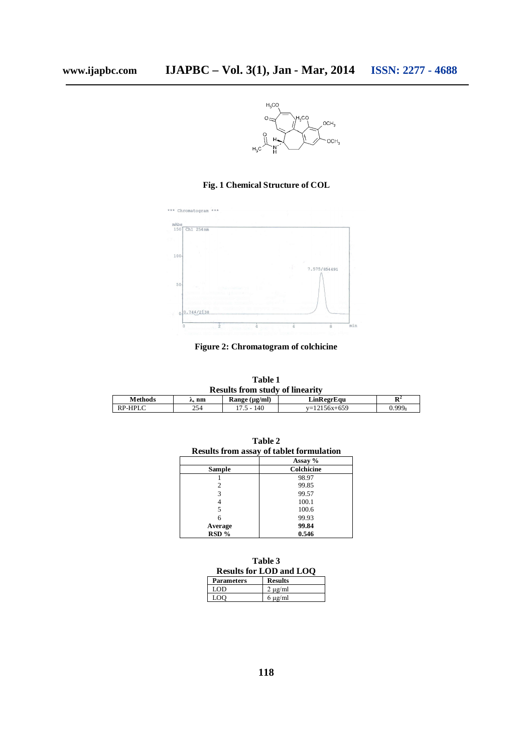**Fig. 1 Chemical Structure of COL**

**Figure 2: Chromatogram of colchicine**

**Table 1**
**Results from study of linearity**

| Methods | λ, nm | Range (µg/ml) | LinRegrEqu | $R^2$ |
|---|---|---|---|---|
| RP-HPLC | 254 | 17.5 - 140 | y=12156x+659 | $0.999_8$ |

**Table 2**
**Results from assay of tablet formulation**

| | Assay % |
|---|---|
| **Sample** | **Colchicine** |
| 1 | 98.97 |
| 2 | 99.85 |
| 3 | 99.57 |
| 4 | 100.1 |
| 5 | 100.6 |
| 6 | 99.93 |
| **Average** | **99.84** |
| **RSD %** | **0.546** |

**Table 3**
**Results for LOD and LOQ**

| Parameters | Results |
|---|---|
| LOD | 2 µg/ml |
| LOQ | 6 µg/ml |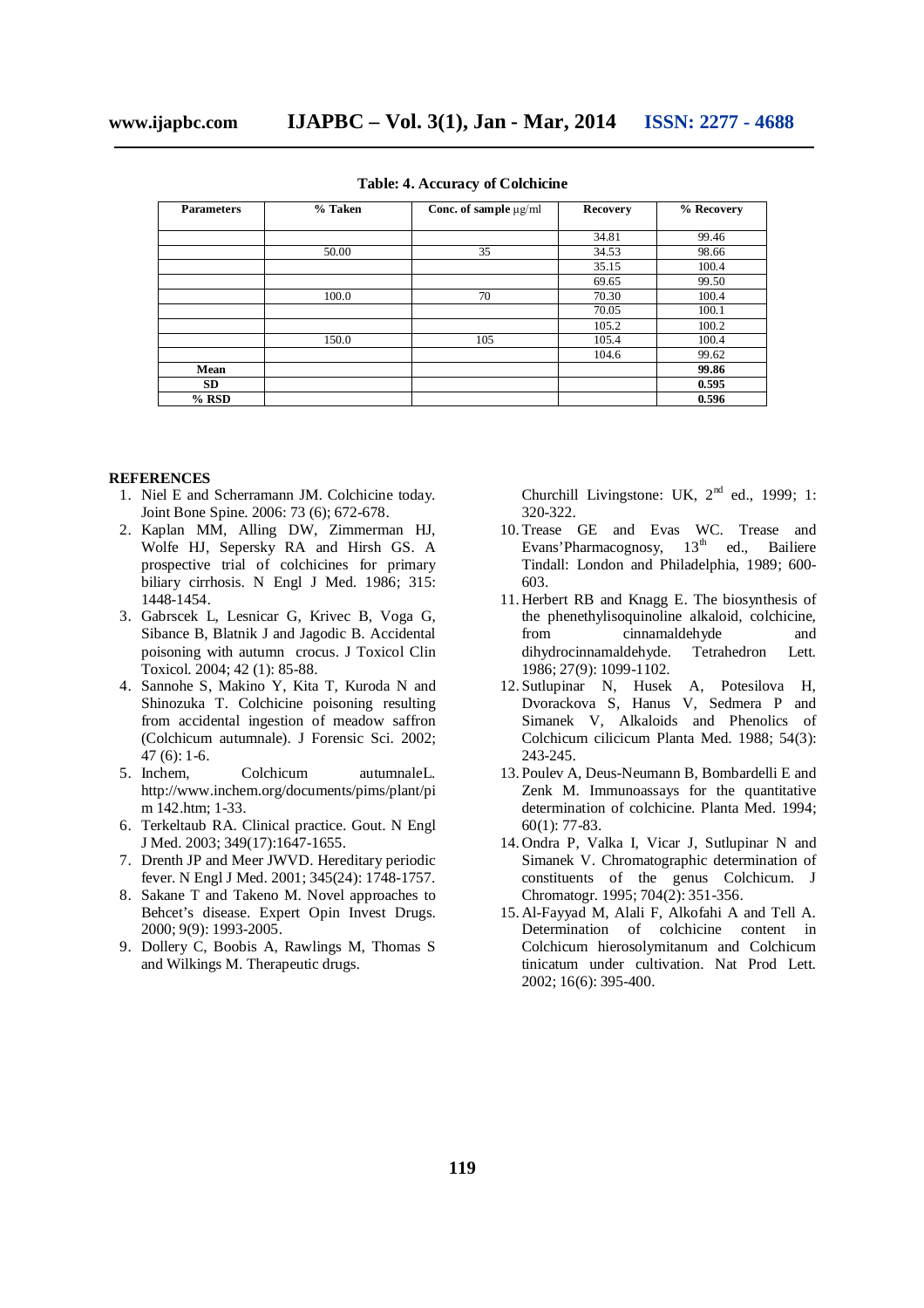**Table: 4. Accuracy of Colchicine**

| Parameters | % Taken | Conc. of sample µg/ml | Recovery | % Recovery |
|---|---|---|---|---|
| | | | 34.81 | 99.46 |
| | 50.00 | 35 | 34.53 | 98.66 |
| | | | 35.15 | 100.4 |
| | | | 69.65 | 99.50 |
| | 100.0 | 70 | 70.30 | 100.4 |
| | | | 70.05 | 100.1 |
| | | | 105.2 | 100.2 |
| | 150.0 | 105 | 105.4 | 100.4 |
| | | | 104.6 | 99.62 |
| **Mean** | | | | **99.86** |
| **SD** | | | | **0.595** |
| **% RSD** | | | | **0.596** |

## REFERENCES

1. Niel E and Scherramann JM. Colchicine today. Joint Bone Spine. 2006: 73 (6); 672-678.
2. Kaplan MM, Alling DW, Zimmerman HJ, Wolfe HJ, Sepersky RA and Hirsh GS. A prospective trial of colchicines for primary biliary cirrhosis. N Engl J Med. 1986; 315: 1448-1454.
3. Gabrscek L, Lesnicar G, Krivec B, Voga G, Sibance B, Blatnik J and Jagodic B. Accidental poisoning with autumn crocus. J Toxicol Clin Toxicol. 2004; 42 (1): 85-88.
4. Sannohe S, Makino Y, Kita T, Kuroda N and Shinozuka T. Colchicine poisoning resulting from accidental ingestion of meadow saffron (Colchicum autumnale). J Forensic Sci. 2002; 47 (6): 1-6.
5. Inchem, Colchicum autumnaleL. http://www.inchem.org/documents/pims/plant/pim 142.htm; 1-33.
6. Terkeltaub RA. Clinical practice. Gout. N Engl J Med. 2003; 349(17):1647-1655.
7. Drenth JP and Meer JWVD. Hereditary periodic fever. N Engl J Med. 2001; 345(24): 1748-1757.
8. Sakane T and Takeno M. Novel approaches to Behcet's disease. Expert Opin Invest Drugs. 2000; 9(9): 1993-2005.
9. Dollery C, Boobis A, Rawlings M, Thomas S and Wilkings M. Therapeutic drugs. Churchill Livingstone: UK, 2nd ed., 1999; 1: 320-322.
10. Trease GE and Evas WC. Trease and Evans'Pharmacognosy, 13th ed., Bailiere Tindall: London and Philadelphia, 1989; 600-603.
11. Herbert RB and Knagg E. The biosynthesis of the phenethylisoquinoline alkaloid, colchicine, from cinnamaldehyde and dihydrocinnamaldehyde. Tetrahedron Lett. 1986; 27(9): 1099-1102.
12. Sutlupinar N, Husek A, Potesilova H, Dvorackova S, Hanus V, Sedmera P and Simanek V, Alkaloids and Phenolics of Colchicum cilicicum Planta Med. 1988; 54(3): 243-245.
13. Poulev A, Deus-Neumann B, Bombardelli E and Zenk M. Immunoassays for the quantitative determination of colchicine. Planta Med. 1994; 60(1): 77-83.
14. Ondra P, Valka I, Vicar J, Sutlupinar N and Simanek V. Chromatographic determination of constituents of the genus Colchicum. J Chromatogr. 1995; 704(2): 351-356.
15. Al-Fayyad M, Alali F, Alkofahi A and Tell A. Determination of colchicine content in Colchicum hierosolymitanum and Colchicum tinicatum under cultivation. Nat Prod Lett. 2002; 16(6): 395-400.